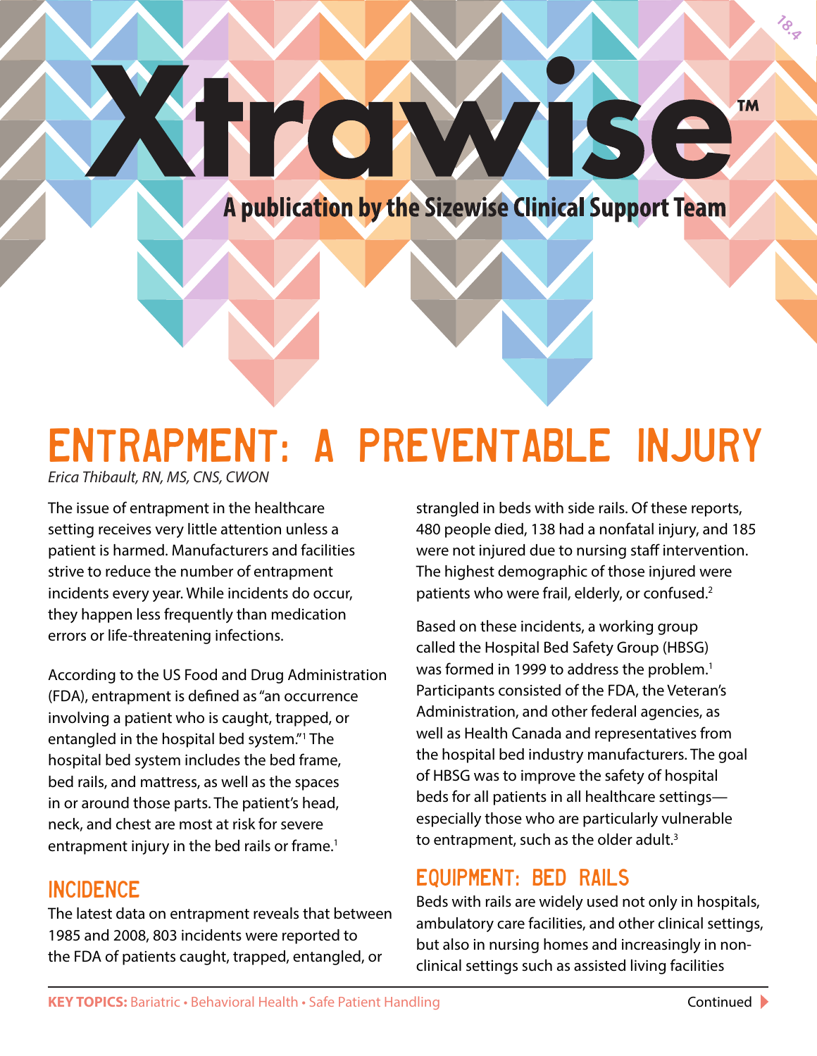# Xtrawise™

A publication by the Sizewise Clinical Support Team

18.4

## ENTRAPMENT: A PREVENTABLE INJURY

*Erica Thibault, RN, MS, CNS, CWON*

The issue of entrapment in the healthcare setting receives very little attention unless a patient is harmed. Manufacturers and facilities strive to reduce the number of entrapment incidents every year. While incidents do occur, they happen less frequently than medication errors or life-threatening infections.

According to the US Food and Drug Administration (FDA), entrapment is defined as "an occurrence involving a patient who is caught, trapped, or entangled in the hospital bed system."[1] The hospital bed system includes the bed frame, bed rails, and mattress, as well as the spaces in or around those parts. The patient's head, neck, and chest are most at risk for severe entrapment injury in the bed rails or frame.[1]

### INCIDENCE

The latest data on entrapment reveals that between 1985 and 2008, 803 incidents were reported to the FDA of patients caught, trapped, entangled, or strangled in beds with side rails. Of these reports, 480 people died, 138 had a nonfatal injury, and 185 were not injured due to nursing staff intervention. The highest demographic of those injured were patients who were frail, elderly, or confused.[2]

Based on these incidents, a working group called the Hospital Bed Safety Group (HBSG) was formed in 1999 to address the problem.[1] Participants consisted of the FDA, the Veteran's Administration, and other federal agencies, as well as Health Canada and representatives from the hospital bed industry manufacturers. The goal of HBSG was to improve the safety of hospital beds for all patients in all healthcare settings—especially those who are particularly vulnerable to entrapment, such as the older adult.[3]

### EQUIPMENT: BED RAILS

Beds with rails are widely used not only in hospitals, ambulatory care facilities, and other clinical settings, but also in nursing homes and increasingly in non-clinical settings such as assisted living facilities

**KEY TOPICS:** Bariatric • Behavioral Health • Safe Patient Handling

Continued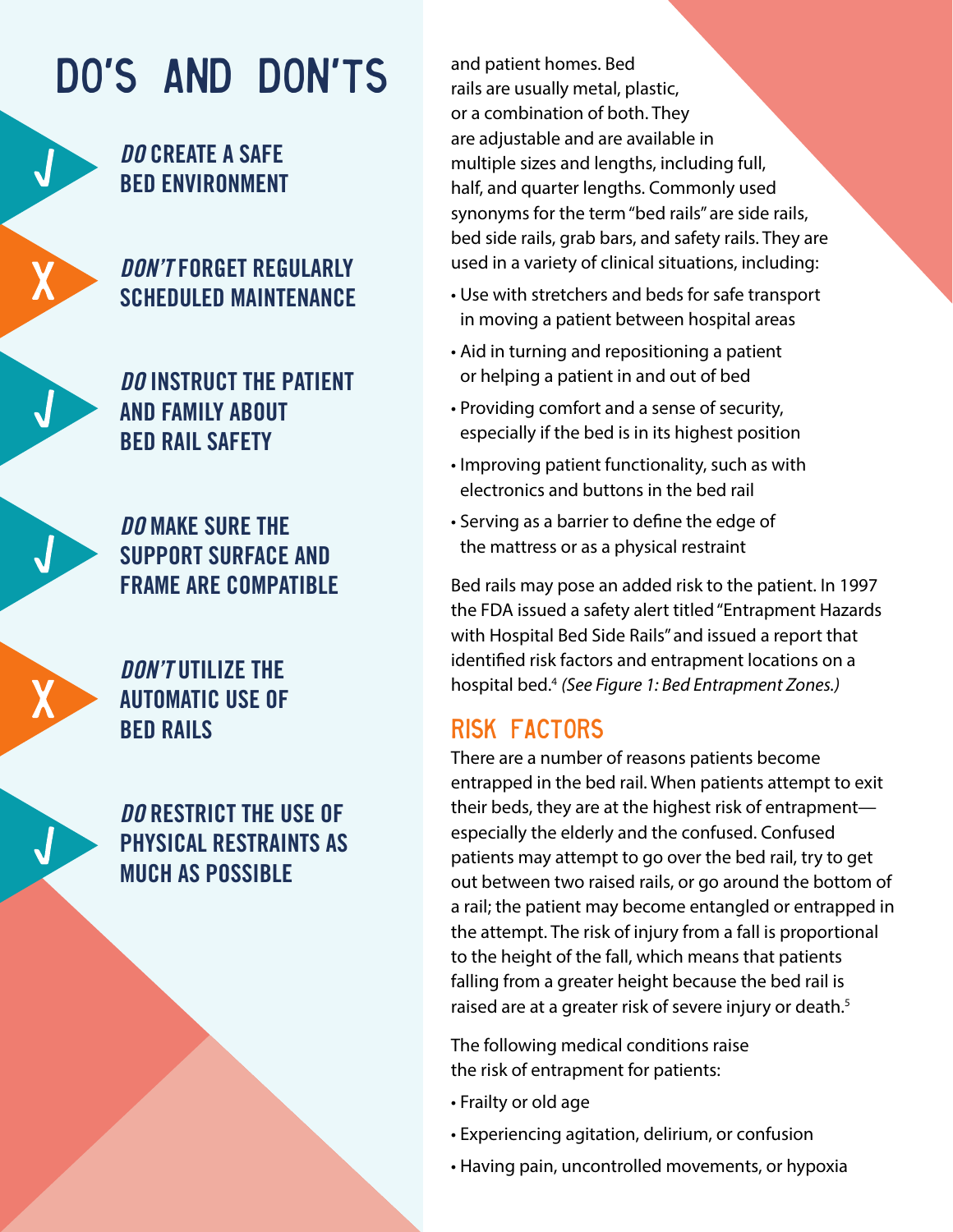## DO'S AND DON'TS

- ✓ ***DO*** **CREATE A SAFE BED ENVIRONMENT**
- X ***DON'T*** **FORGET REGULARLY SCHEDULED MAINTENANCE**
- ✓ ***DO*** **INSTRUCT THE PATIENT AND FAMILY ABOUT BED RAIL SAFETY**
- ✓ ***DO*** **MAKE SURE THE SUPPORT SURFACE AND FRAME ARE COMPATIBLE**
- X ***DON'T*** **UTILIZE THE AUTOMATIC USE OF BED RAILS**
- ✓ ***DO*** **RESTRICT THE USE OF PHYSICAL RESTRAINTS AS MUCH AS POSSIBLE**

and patient homes. Bed rails are usually metal, plastic, or a combination of both. They are adjustable and are available in multiple sizes and lengths, including full, half, and quarter lengths. Commonly used synonyms for the term "bed rails" are side rails, bed side rails, grab bars, and safety rails. They are used in a variety of clinical situations, including:

- Use with stretchers and beds for safe transport in moving a patient between hospital areas
- Aid in turning and repositioning a patient or helping a patient in and out of bed
- Providing comfort and a sense of security, especially if the bed is in its highest position
- Improving patient functionality, such as with electronics and buttons in the bed rail
- Serving as a barrier to define the edge of the mattress or as a physical restraint

Bed rails may pose an added risk to the patient. In 1997 the FDA issued a safety alert titled "Entrapment Hazards with Hospital Bed Side Rails" and issued a report that identified risk factors and entrapment locations on a hospital bed.[4] *(See Figure 1: Bed Entrapment Zones.)*

## RISK FACTORS

There are a number of reasons patients become entrapped in the bed rail. When patients attempt to exit their beds, they are at the highest risk of entrapment—especially the elderly and the confused. Confused patients may attempt to go over the bed rail, try to get out between two raised rails, or go around the bottom of a rail; the patient may become entangled or entrapped in the attempt. The risk of injury from a fall is proportional to the height of the fall, which means that patients falling from a greater height because the bed rail is raised are at a greater risk of severe injury or death.[5]

The following medical conditions raise the risk of entrapment for patients:

- Frailty or old age
- Experiencing agitation, delirium, or confusion
- Having pain, uncontrolled movements, or hypoxia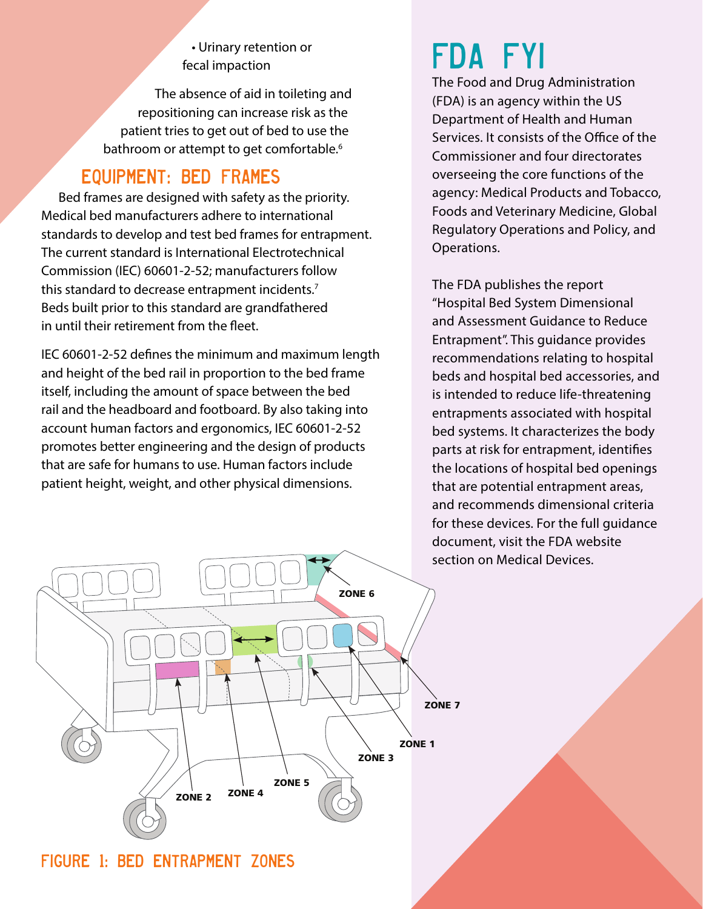- Urinary retention or fecal impaction

The absence of aid in toileting and repositioning can increase risk as the patient tries to get out of bed to use the bathroom or attempt to get comfortable.[6]

## EQUIPMENT: BED FRAMES

Bed frames are designed with safety as the priority. Medical bed manufacturers adhere to international standards to develop and test bed frames for entrapment. The current standard is International Electrotechnical Commission (IEC) 60601-2-52; manufacturers follow this standard to decrease entrapment incidents.[7] Beds built prior to this standard are grandfathered in until their retirement from the fleet.

IEC 60601-2-52 defines the minimum and maximum length and height of the bed rail in proportion to the bed frame itself, including the amount of space between the bed rail and the headboard and footboard. By also taking into account human factors and ergonomics, IEC 60601-2-52 promotes better engineering and the design of products that are safe for humans to use. Human factors include patient height, weight, and other physical dimensions.

ZONE 1 ZONE 2 ZONE 3 ZONE 4 ZONE 5 ZONE 6 ZONE 7

FIGURE 1: BED ENTRAPMENT ZONES

## FDA FYI

The Food and Drug Administration (FDA) is an agency within the US Department of Health and Human Services. It consists of the Office of the Commissioner and four directorates overseeing the core functions of the agency: Medical Products and Tobacco, Foods and Veterinary Medicine, Global Regulatory Operations and Policy, and Operations.

The FDA publishes the report "Hospital Bed System Dimensional and Assessment Guidance to Reduce Entrapment". This guidance provides recommendations relating to hospital beds and hospital bed accessories, and is intended to reduce life-threatening entrapments associated with hospital bed systems. It characterizes the body parts at risk for entrapment, identifies the locations of hospital bed openings that are potential entrapment areas, and recommends dimensional criteria for these devices. For the full guidance document, visit the FDA website section on Medical Devices.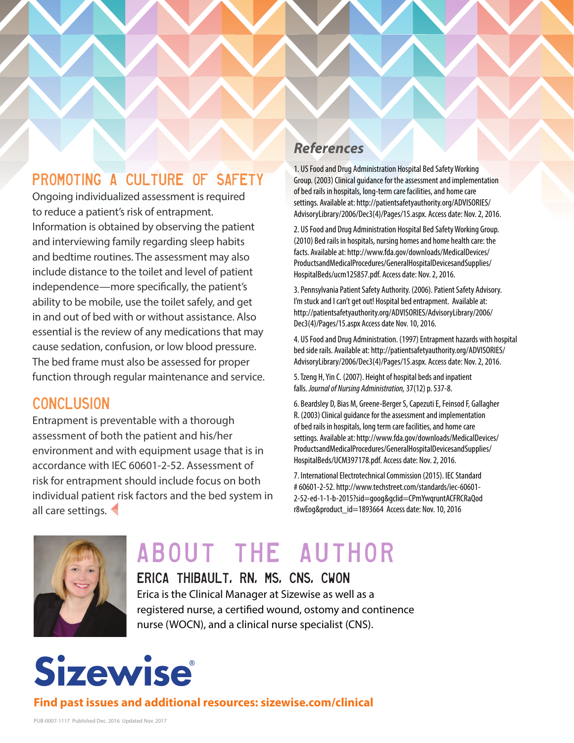## PROMOTING A CULTURE OF SAFETY

Ongoing individualized assessment is required to reduce a patient's risk of entrapment. Information is obtained by observing the patient and interviewing family regarding sleep habits and bedtime routines. The assessment may also include distance to the toilet and level of patient independence—more specifically, the patient's ability to be mobile, use the toilet safely, and get in and out of bed with or without assistance. Also essential is the review of any medications that may cause sedation, confusion, or low blood pressure. The bed frame must also be assessed for proper function through regular maintenance and service.

## CONCLUSION

Entrapment is preventable with a thorough assessment of both the patient and his/her environment and with equipment usage that is in accordance with IEC 60601-2-52. Assessment of risk for entrapment should include focus on both individual patient risk factors and the bed system in all care settings.

## *References*

1. US Food and Drug Administration Hospital Bed Safety Working Group. (2003) Clinical guidance for the assessment and implementation of bed rails in hospitals, long-term care facilities, and home care settings. Available at: http://patientsafetyauthority.org/ADVISORIES/AdvisoryLibrary/2006/Dec3(4)/Pages/15.aspx. Access date: Nov. 2, 2016.

2. US Food and Drug Administration Hospital Bed Safety Working Group. (2010) Bed rails in hospitals, nursing homes and home health care: the facts. Available at: http://www.fda.gov/downloads/MedicalDevices/ProductsandMedicalProcedures/GeneralHospitalDevicesandSupplies/HospitalBeds/ucm125857.pdf. Access date: Nov. 2, 2016.

3. Pennsylvania Patient Safety Authority. (2006). Patient Safety Advisory. I'm stuck and I can't get out! Hospital bed entrapment. Available at: http://patientsafetyauthority.org/ADVISORIES/AdvisoryLibrary/2006/Dec3(4)/Pages/15.aspx Access date Nov. 10, 2016.

4. US Food and Drug Administration. (1997) Entrapment hazards with hospital bed side rails. Available at: http://patientsafetyauthority.org/ADVISORIES/AdvisoryLibrary/2006/Dec3(4)/Pages/15.aspx. Access date: Nov. 2, 2016.

5. Tzeng H, Yin C. (2007). Height of hospital beds and inpatient falls. *Journal of Nursing Administration,* 37(12) p. 537-8.

6. Beardsley D, Bias M, Greene-Berger S, Capezuti E, Feinsod F, Gallagher R. (2003) Clinical guidance for the assessment and implementation of bed rails in hospitals, long term care facilities, and home care settings. Available at: http://www.fda.gov/downloads/MedicalDevices/ProductsandMedicalProcedures/GeneralHospitalDevicesandSupplies/HospitalBeds/UCM397178.pdf. Access date: Nov. 2, 2016.

7. International Electrotechnical Commission (2015). IEC Standard # 60601-2-52. http://www.techstreet.com/standards/iec-60601-2-52-ed-1-1-b-2015?sid=goog&gclid=CPmYwqruntACFRCRaQodr8wEog&product_id=1893664 Access date: Nov. 10, 2016

# ABOUT THE AUTHOR

### ERICA THIBAULT, RN, MS, CNS, CWON

Erica is the Clinical Manager at Sizewise as well as a registered nurse, a certified wound, ostomy and continence nurse (WOCN), and a clinical nurse specialist (CNS).

**Sizewise®**

**Find past issues and additional resources: sizewise.com/clinical**

PUB-0007-1117 Published Dec. 2016 Updated Nov. 2017